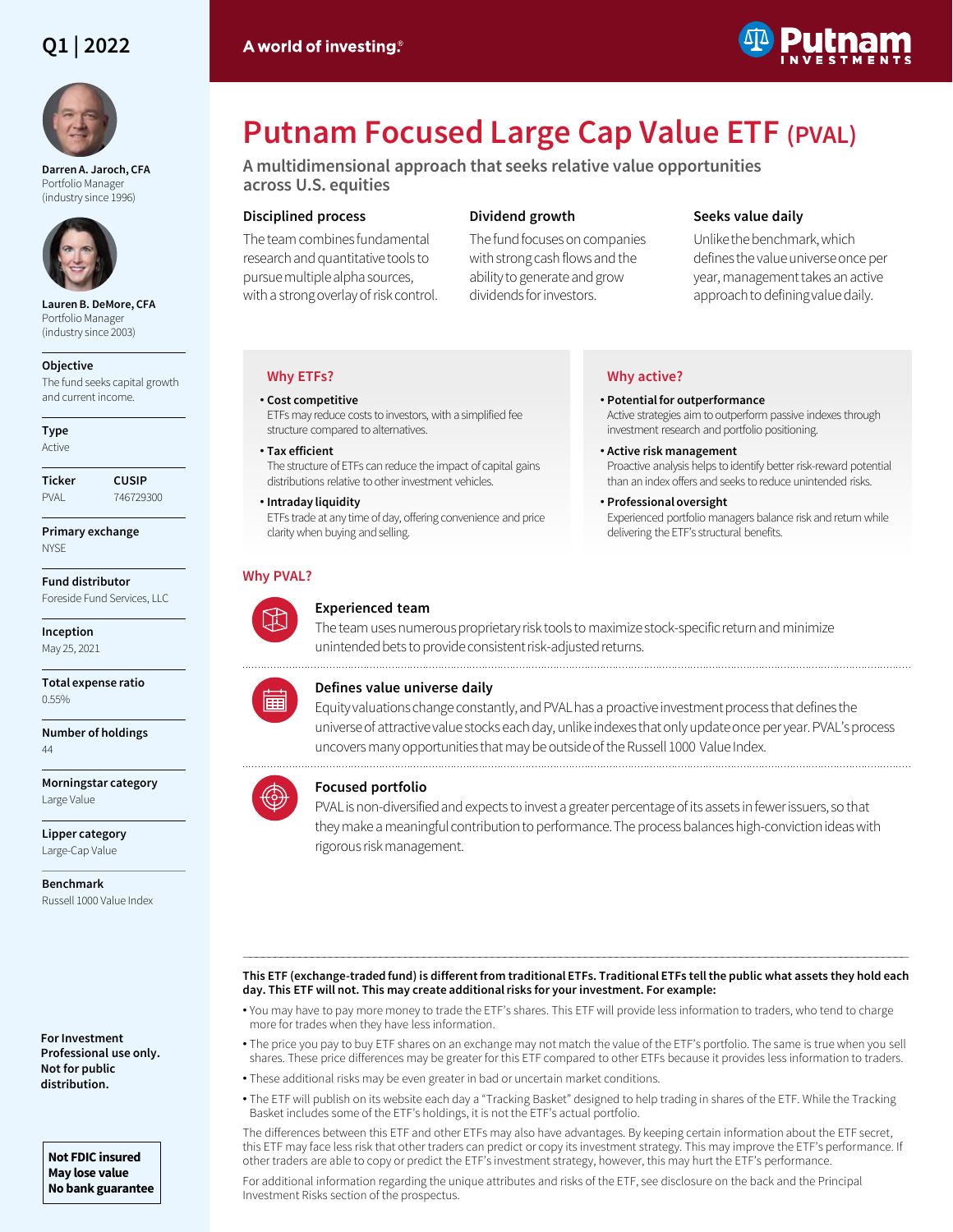Q1 | 2022

A world of investing.®

# Putnam Focused Large Cap Value ETF (PVAL)

## A multidimensional approach that seeks relative value opportunities across U.S. equities

### Disciplined process

The team combines fundamental research and quantitative tools to pursue multiple alpha sources, with a strong overlay of risk control.

### Dividend growth

The fund focuses on companies with strong cash flows and the ability to generate and grow dividends for investors.

### Seeks value daily

Unlike the benchmark, which defines the value universe once per year, management takes an active approach to defining value daily.

**Darren A. Jaroch, CFA**
Portfolio Manager
(industry since 1996)

**Lauren B. DeMore, CFA**
Portfolio Manager
(industry since 2003)

**Objective**
The fund seeks capital growth and current income.

**Type**
Active

**Ticker**
PVAL

**CUSIP**
746729300

**Primary exchange**
NYSE

**Fund distributor**
Foreside Fund Services, LLC

**Inception**
May 25, 2021

**Total expense ratio**
0.55%

**Number of holdings**
44

**Morningstar category**
Large Value

**Lipper category**
Large-Cap Value

**Benchmark**
Russell 1000 Value Index

### Why ETFs?

- **Cost competitive**
  ETFs may reduce costs to investors, with a simplified fee structure compared to alternatives.
- **Tax efficient**
  The structure of ETFs can reduce the impact of capital gains distributions relative to other investment vehicles.
- **Intraday liquidity**
  ETFs trade at any time of day, offering convenience and price clarity when buying and selling.

### Why active?

- **Potential for outperformance**
  Active strategies aim to outperform passive indexes through investment research and portfolio positioning.
- **Active risk management**
  Proactive analysis helps to identify better risk-reward potential than an index offers and seeks to reduce unintended risks.
- **Professional oversight**
  Experienced portfolio managers balance risk and return while delivering the ETF's structural benefits.

### Why PVAL?

**Experienced team**
The team uses numerous proprietary risk tools to maximize stock-specific return and minimize unintended bets to provide consistent risk-adjusted returns.

**Defines value universe daily**
Equity valuations change constantly, and PVAL has a proactive investment process that defines the universe of attractive value stocks each day, unlike indexes that only update once per year. PVAL's process uncovers many opportunities that may be outside of the Russell 1000 Value Index.

**Focused portfolio**
PVAL is non-diversified and expects to invest a greater percentage of its assets in fewer issuers, so that they make a meaningful contribution to performance. The process balances high-conviction ideas with rigorous risk management.

---

**This ETF (exchange-traded fund) is different from traditional ETFs. Traditional ETFs tell the public what assets they hold each day. This ETF will not. This may create additional risks for your investment. For example:**

- You may have to pay more money to trade the ETF's shares. This ETF will provide less information to traders, who tend to charge more for trades when they have less information.
- The price you pay to buy ETF shares on an exchange may not match the value of the ETF's portfolio. The same is true when you sell shares. These price differences may be greater for this ETF compared to other ETFs because it provides less information to traders.
- These additional risks may be even greater in bad or uncertain market conditions.
- The ETF will publish on its website each day a "Tracking Basket" designed to help trading in shares of the ETF. While the Tracking Basket includes some of the ETF's holdings, it is not the ETF's actual portfolio.

The differences between this ETF and other ETFs may also have advantages. By keeping certain information about the ETF secret, this ETF may face less risk that other traders can predict or copy its investment strategy. This may improve the ETF's performance. If other traders are able to copy or predict the ETF's investment strategy, however, this may hurt the ETF's performance.

For additional information regarding the unique attributes and risks of the ETF, see disclosure on the back and the Principal Investment Risks section of the prospectus.

**For Investment Professional use only. Not for public distribution.**

**Not FDIC insured**
**May lose value**
**No bank guarantee**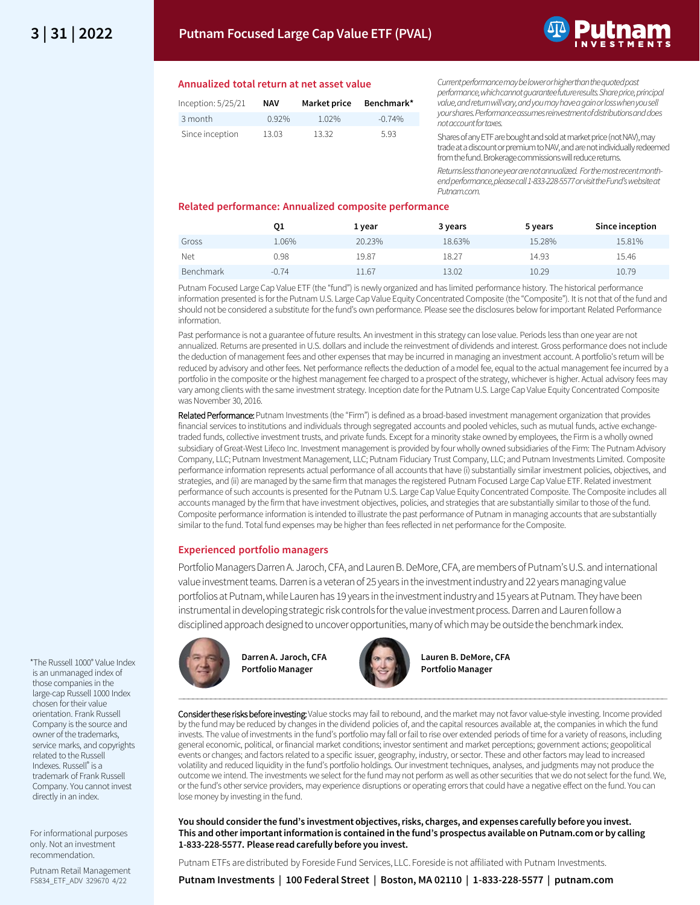3 | 31 | 2022

# Putnam Focused Large Cap Value ETF (PVAL)

## Annualized total return at net asset value

| Inception: 5/25/21 | NAV | Market price | Benchmark* |
|---|---|---|---|
| 3 month | 0.92% | 1.02% | -0.74% |
| Since inception | 13.03 | 13.32 | 5.93 |

*Current performance may be lower or higher than the quoted past performance, which cannot guarantee future results. Share price, principal value, and return will vary, and you may have a gain or loss when you sell your shares. Performance assumes reinvestment of distributions and does not account for taxes.*

Shares of any ETF are bought and sold at market price (not NAV), may trade at a discount or premium to NAV, and are not individually redeemed from the fund. Brokerage commissions will reduce returns.

*Returns less than one year are not annualized. For the most recent month-end performance, please call 1-833-228-5577 or visit the Fund's website at Putnam.com.*

## Related performance: Annualized composite performance

| | Q1 | 1 year | 3 years | 5 years | Since inception |
|---|---|---|---|---|---|
| Gross | 1.06% | 20.23% | 18.63% | 15.28% | 15.81% |
| Net | 0.98 | 19.87 | 18.27 | 14.93 | 15.46 |
| Benchmark | -0.74 | 11.67 | 13.02 | 10.29 | 10.79 |

Putnam Focused Large Cap Value ETF (the "fund") is newly organized and has limited performance history. The historical performance information presented is for the Putnam U.S. Large Cap Value Equity Concentrated Composite (the "Composite"). It is not that of the fund and should not be considered a substitute for the fund's own performance. Please see the disclosures below for important Related Performance information.

Past performance is not a guarantee of future results. An investment in this strategy can lose value. Periods less than one year are not annualized. Returns are presented in U.S. dollars and include the reinvestment of dividends and interest. Gross performance does not include the deduction of management fees and other expenses that may be incurred in managing an investment account. A portfolio's return will be reduced by advisory and other fees. Net performance reflects the deduction of a model fee, equal to the actual management fee incurred by a portfolio in the composite or the highest management fee charged to a prospect of the strategy, whichever is higher. Actual advisory fees may vary among clients with the same investment strategy. Inception date for the Putnam U.S. Large Cap Value Equity Concentrated Composite was November 30, 2016.

**Related Performance:** Putnam Investments (the "Firm") is defined as a broad-based investment management organization that provides financial services to institutions and individuals through segregated accounts and pooled vehicles, such as mutual funds, active exchange-traded funds, collective investment trusts, and private funds. Except for a minority stake owned by employees, the Firm is a wholly owned subsidiary of Great-West Lifeco Inc. Investment management is provided by four wholly owned subsidiaries of the Firm: The Putnam Advisory Company, LLC; Putnam Investment Management, LLC; Putnam Fiduciary Trust Company, LLC; and Putnam Investments Limited. Composite performance information represents actual performance of all accounts that have (i) substantially similar investment policies, objectives, and strategies, and (ii) are managed by the same firm that manages the registered Putnam Focused Large Cap Value ETF. Related investment performance of such accounts is presented for the Putnam U.S. Large Cap Value Equity Concentrated Composite. The Composite includes all accounts managed by the firm that have investment objectives, policies, and strategies that are substantially similar to those of the fund. Composite performance information is intended to illustrate the past performance of Putnam in managing accounts that are substantially similar to the fund. Total fund expenses may be higher than fees reflected in net performance for the Composite.

## Experienced portfolio managers

Portfolio Managers Darren A. Jaroch, CFA, and Lauren B. DeMore, CFA, are members of Putnam's U.S. and international value investment teams. Darren is a veteran of 25 years in the investment industry and 22 years managing value portfolios at Putnam, while Lauren has 19 years in the investment industry and 15 years at Putnam. They have been instrumental in developing strategic risk controls for the value investment process. Darren and Lauren follow a disciplined approach designed to uncover opportunities, many of which may be outside the benchmark index.

**Darren A. Jaroch, CFA**
**Portfolio Manager**

**Lauren B. DeMore, CFA**
**Portfolio Manager**

**Consider these risks before investing:** Value stocks may fail to rebound, and the market may not favor value-style investing. Income provided by the fund may be reduced by changes in the dividend policies of, and the capital resources available at, the companies in which the fund invests. The value of investments in the fund's portfolio may fall or fail to rise over extended periods of time for a variety of reasons, including general economic, political, or financial market conditions; investor sentiment and market perceptions; government actions; geopolitical events or changes; and factors related to a specific issuer, geography, industry, or sector. These and other factors may lead to increased volatility and reduced liquidity in the fund's portfolio holdings. Our investment techniques, analyses, and judgments may not produce the outcome we intend. The investments we select for the fund may not perform as well as other securities that we do not select for the fund. We, or the fund's other service providers, may experience disruptions or operating errors that could have a negative effect on the fund. You can lose money by investing in the fund.

**You should consider the fund's investment objectives, risks, charges, and expenses carefully before you invest. This and other important information is contained in the fund's prospectus available on Putnam.com or by calling 1-833-228-5577. Please read carefully before you invest.**

Putnam ETFs are distributed by Foreside Fund Services, LLC. Foreside is not affiliated with Putnam Investments.

**Putnam Investments | 100 Federal Street | Boston, MA 02110 | 1-833-228-5577 | putnam.com**

*The Russell 1000® Value Index is an unmanaged index of those companies in the large-cap Russell 1000 Index chosen for their value orientation. Frank Russell Company is the source and owner of the trademarks, service marks, and copyrights related to the Russell Indexes. Russell® is a trademark of Frank Russell Company. You cannot invest directly in an index.

For informational purposes only. Not an investment recommendation.

Putnam Retail Management
FS834_ETF_ADV 329670 4/22